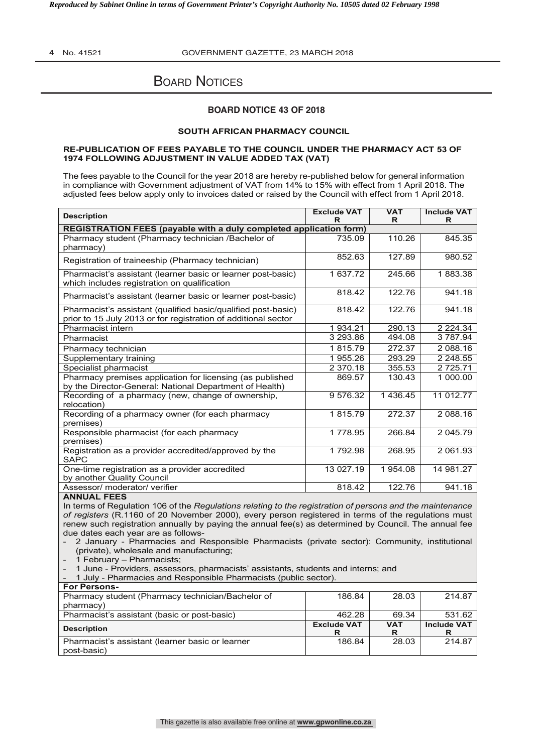# Board Notices

## BOARD NOTICE 43 OF 2018

### SOUTH AFRICAN PHARMACY COUNCIL

### RE-PUBLICATION OF FEES PAYABLE TO THE COUNCIL UNDER THE PHARMACY ACT 53 OF 1974 FOLLOWING ADJUSTMENT IN VALUE ADDED TAX (VAT)

The fees payable to the Council for the year 2018 are hereby re-published below for general information in compliance with Government adjustment of VAT from 14% to 15% with effect from 1 April 2018. The adjusted fees below apply only to invoices dated or raised by the Council with effect from 1 April 2018.

| Description | Exclude VAT R | VAT R | Include VAT R |
|---|---|---|---|
| **REGISTRATION FEES (payable with a duly completed application form)** | | | |
| Pharmacy student (Pharmacy technician /Bachelor of pharmacy) | 735.09 | 110.26 | 845.35 |
| Registration of traineeship (Pharmacy technician) | 852.63 | 127.89 | 980.52 |
| Pharmacist's assistant (learner basic or learner post-basic) which includes registration on qualification | 1 637.72 | 245.66 | 1 883.38 |
| Pharmacist's assistant (learner basic or learner post-basic) | 818.42 | 122.76 | 941.18 |
| Pharmacist's assistant (qualified basic/qualified post-basic) prior to 15 July 2013 or for registration of additional sector | 818.42 | 122.76 | 941.18 |
| Pharmacist intern | 1 934.21 | 290.13 | 2 224.34 |
| Pharmacist | 3 293.86 | 494.08 | 3 787.94 |
| Pharmacy technician | 1 815.79 | 272.37 | 2 088.16 |
| Supplementary training | 1 955.26 | 293.29 | 2 248.55 |
| Specialist pharmacist | 2 370.18 | 355.53 | 2 725.71 |
| Pharmacy premises application for licensing (as published by the Director-General: National Department of Health) | 869.57 | 130.43 | 1 000.00 |
| Recording of a pharmacy (new, change of ownership, relocation) | 9 576.32 | 1 436.45 | 11 012.77 |
| Recording of a pharmacy owner (for each pharmacy premises) | 1 815.79 | 272.37 | 2 088.16 |
| Responsible pharmacist (for each pharmacy premises) | 1 778.95 | 266.84 | 2 045.79 |
| Registration as a provider accredited/approved by the SAPC | 1 792.98 | 268.95 | 2 061.93 |
| One-time registration as a provider accredited by another Quality Council | 13 027.19 | 1 954.08 | 14 981.27 |
| Assessor/ moderator/ verifier | 818.42 | 122.76 | 941.18 |
| **ANNUAL FEES** In terms of Regulation 106 of the *Regulations relating to the registration of persons and the maintenance of registers* (R.1160 of 20 November 2000), every person registered in terms of the regulations must renew such registration annually by paying the annual fee(s) as determined by Council. The annual fee due dates each year are as follows- - 2 January - Pharmacies and Responsible Pharmacists (private sector): Community, institutional (private), wholesale and manufacturing; - 1 February – Pharmacists; - 1 June - Providers, assessors, pharmacists' assistants, students and interns; and - 1 July - Pharmacies and Responsible Pharmacists (public sector). | | | |
| **For Persons-** | | | |
| Pharmacy student (Pharmacy technician/Bachelor of pharmacy) | 186.84 | 28.03 | 214.87 |
| Pharmacist's assistant (basic or post-basic) | 462.28 | 69.34 | 531.62 |
| **Description** | **Exclude VAT R** | **VAT R** | **Include VAT R** |
| Pharmacist's assistant (learner basic or learner post-basic) | 186.84 | 28.03 | 214.87 |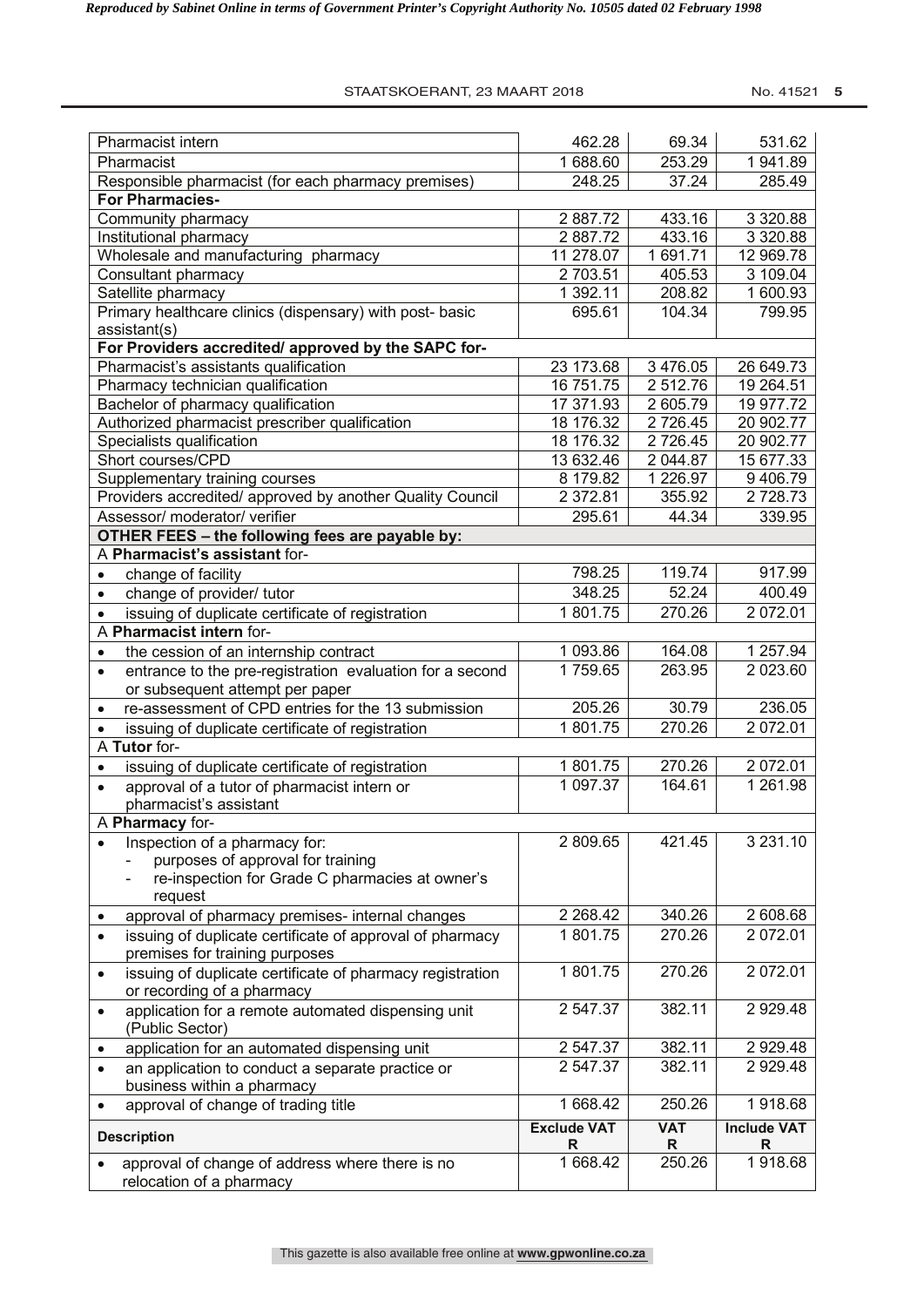| | | | |
|---|---|---|---|
| Pharmacist intern | 462.28 | 69.34 | 531.62 |
| Pharmacist | 1 688.60 | 253.29 | 1 941.89 |
| Responsible pharmacist (for each pharmacy premises) | 248.25 | 37.24 | 285.49 |
| **For Pharmacies-** | | | |
| Community pharmacy | 2 887.72 | 433.16 | 3 320.88 |
| Institutional pharmacy | 2 887.72 | 433.16 | 3 320.88 |
| Wholesale and manufacturing pharmacy | 11 278.07 | 1 691.71 | 12 969.78 |
| Consultant pharmacy | 2 703.51 | 405.53 | 3 109.04 |
| Satellite pharmacy | 1 392.11 | 208.82 | 1 600.93 |
| Primary healthcare clinics (dispensary) with post- basic assistant(s) | 695.61 | 104.34 | 799.95 |
| **For Providers accredited/ approved by the SAPC for-** | | | |
| Pharmacist's assistants qualification | 23 173.68 | 3 476.05 | 26 649.73 |
| Pharmacy technician qualification | 16 751.75 | 2 512.76 | 19 264.51 |
| Bachelor of pharmacy qualification | 17 371.93 | 2 605.79 | 19 977.72 |
| Authorized pharmacist prescriber qualification | 18 176.32 | 2 726.45 | 20 902.77 |
| Specialists qualification | 18 176.32 | 2 726.45 | 20 902.77 |
| Short courses/CPD | 13 632.46 | 2 044.87 | 15 677.33 |
| Supplementary training courses | 8 179.82 | 1 226.97 | 9 406.79 |
| Providers accredited/ approved by another Quality Council | 2 372.81 | 355.92 | 2 728.73 |
| Assessor/ moderator/ verifier | 295.61 | 44.34 | 339.95 |
| **OTHER FEES – the following fees are payable by:** | | | |
| A **Pharmacist's assistant** for- | | | |
| • change of facility | 798.25 | 119.74 | 917.99 |
| • change of provider/ tutor | 348.25 | 52.24 | 400.49 |
| • issuing of duplicate certificate of registration | 1 801.75 | 270.26 | 2 072.01 |
| A **Pharmacist intern** for- | | | |
| • the cession of an internship contract | 1 093.86 | 164.08 | 1 257.94 |
| • entrance to the pre-registration evaluation for a second or subsequent attempt per paper | 1 759.65 | 263.95 | 2 023.60 |
| • re-assessment of CPD entries for the 13 submission | 205.26 | 30.79 | 236.05 |
| • issuing of duplicate certificate of registration | 1 801.75 | 270.26 | 2 072.01 |
| A **Tutor** for- | | | |
| • issuing of duplicate certificate of registration | 1 801.75 | 270.26 | 2 072.01 |
| • approval of a tutor of pharmacist intern or pharmacist's assistant | 1 097.37 | 164.61 | 1 261.98 |
| A **Pharmacy** for- | | | |
| • Inspection of a pharmacy for: - purposes of approval for training - re-inspection for Grade C pharmacies at owner's request | 2 809.65 | 421.45 | 3 231.10 |
| • approval of pharmacy premises- internal changes | 2 268.42 | 340.26 | 2 608.68 |
| • issuing of duplicate certificate of approval of pharmacy premises for training purposes | 1 801.75 | 270.26 | 2 072.01 |
| • issuing of duplicate certificate of pharmacy registration or recording of a pharmacy | 1 801.75 | 270.26 | 2 072.01 |
| • application for a remote automated dispensing unit (Public Sector) | 2 547.37 | 382.11 | 2 929.48 |
| • application for an automated dispensing unit | 2 547.37 | 382.11 | 2 929.48 |
| • an application to conduct a separate practice or business within a pharmacy | 2 547.37 | 382.11 | 2 929.48 |
| • approval of change of trading title | 1 668.42 | 250.26 | 1 918.68 |
| **Description** | **Exclude VAT R** | **VAT R** | **Include VAT R** |
| • approval of change of address where there is no relocation of a pharmacy | 1 668.42 | 250.26 | 1 918.68 |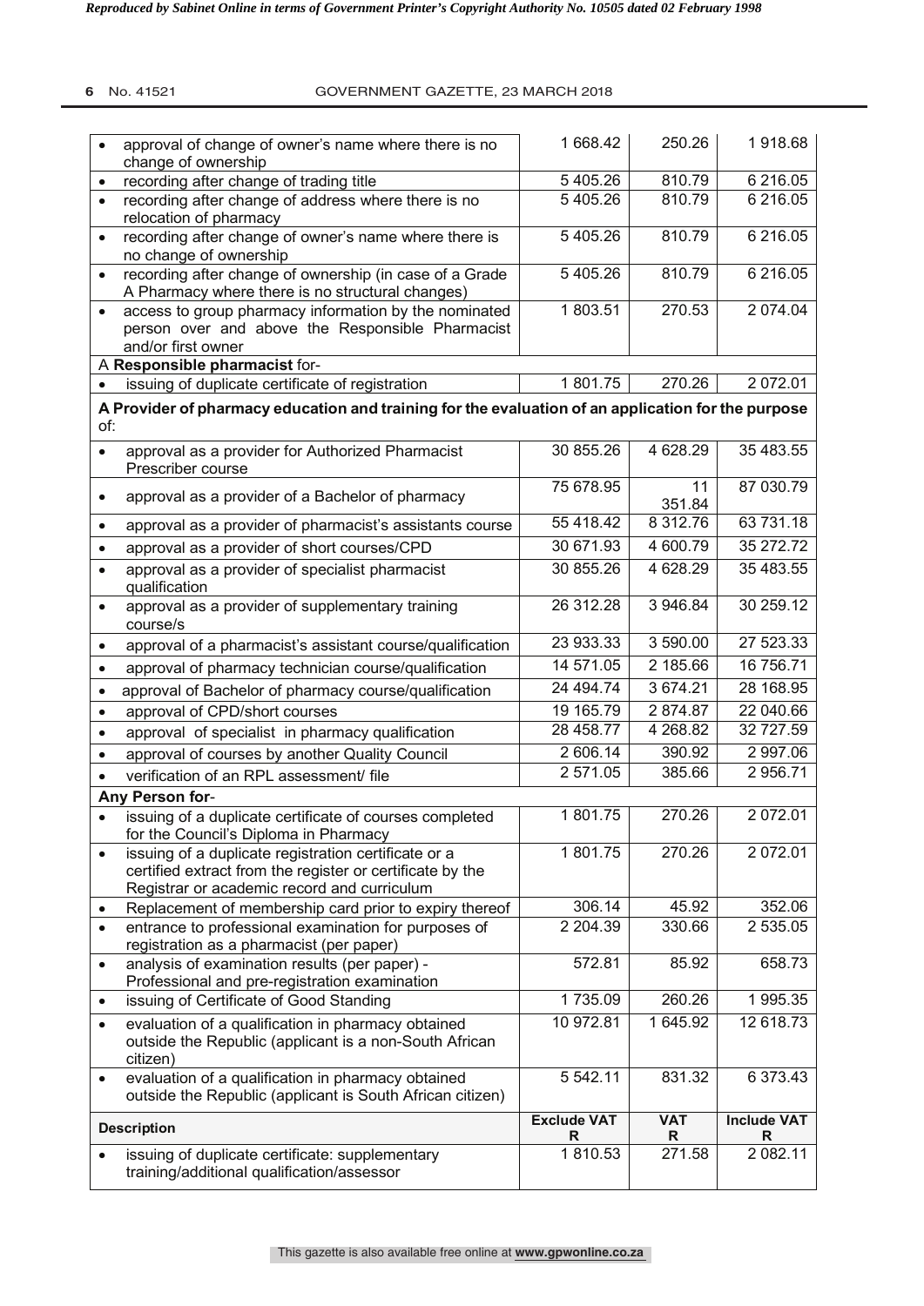| | | | |
|---|---|---|---|
| • approval of change of owner's name where there is no change of ownership | 1 668.42 | 250.26 | 1 918.68 |
| • recording after change of trading title | 5 405.26 | 810.79 | 6 216.05 |
| • recording after change of address where there is no relocation of pharmacy | 5 405.26 | 810.79 | 6 216.05 |
| • recording after change of owner's name where there is no change of ownership | 5 405.26 | 810.79 | 6 216.05 |
| • recording after change of ownership (in case of a Grade A Pharmacy where there is no structural changes) | 5 405.26 | 810.79 | 6 216.05 |
| • access to group pharmacy information by the nominated person over and above the Responsible Pharmacist and/or first owner | 1 803.51 | 270.53 | 2 074.04 |
| A **Responsible pharmacist** for- | | | |
| • issuing of duplicate certificate of registration | 1 801.75 | 270.26 | 2 072.01 |
| **A Provider of pharmacy education and training for the evaluation of an application for the purpose** of: | | | |
| • approval as a provider for Authorized Pharmacist Prescriber course | 30 855.26 | 4 628.29 | 35 483.55 |
| • approval as a provider of a Bachelor of pharmacy | 75 678.95 | 11 351.84 | 87 030.79 |
| • approval as a provider of pharmacist's assistants course | 55 418.42 | 8 312.76 | 63 731.18 |
| • approval as a provider of short courses/CPD | 30 671.93 | 4 600.79 | 35 272.72 |
| • approval as a provider of specialist pharmacist qualification | 30 855.26 | 4 628.29 | 35 483.55 |
| • approval as a provider of supplementary training course/s | 26 312.28 | 3 946.84 | 30 259.12 |
| • approval of a pharmacist's assistant course/qualification | 23 933.33 | 3 590.00 | 27 523.33 |
| • approval of pharmacy technician course/qualification | 14 571.05 | 2 185.66 | 16 756.71 |
| • approval of Bachelor of pharmacy course/qualification | 24 494.74 | 3 674.21 | 28 168.95 |
| • approval of CPD/short courses | 19 165.79 | 2 874.87 | 22 040.66 |
| • approval of specialist in pharmacy qualification | 28 458.77 | 4 268.82 | 32 727.59 |
| • approval of courses by another Quality Council | 2 606.14 | 390.92 | 2 997.06 |
| • verification of an RPL assessment/ file | 2 571.05 | 385.66 | 2 956.71 |
| **Any Person for**- | | | |
| • issuing of a duplicate certificate of courses completed for the Council's Diploma in Pharmacy | 1 801.75 | 270.26 | 2 072.01 |
| • issuing of a duplicate registration certificate or a certified extract from the register or certificate by the Registrar or academic record and curriculum | 1 801.75 | 270.26 | 2 072.01 |
| • Replacement of membership card prior to expiry thereof | 306.14 | 45.92 | 352.06 |
| • entrance to professional examination for purposes of registration as a pharmacist (per paper) | 2 204.39 | 330.66 | 2 535.05 |
| • analysis of examination results (per paper) - Professional and pre-registration examination | 572.81 | 85.92 | 658.73 |
| • issuing of Certificate of Good Standing | 1 735.09 | 260.26 | 1 995.35 |
| • evaluation of a qualification in pharmacy obtained outside the Republic (applicant is a non-South African citizen) | 10 972.81 | 1 645.92 | 12 618.73 |
| • evaluation of a qualification in pharmacy obtained outside the Republic (applicant is South African citizen) | 5 542.11 | 831.32 | 6 373.43 |
| **Description** | **Exclude VAT R** | **VAT R** | **Include VAT R** |
| • issuing of duplicate certificate: supplementary training/additional qualification/assessor | 1 810.53 | 271.58 | 2 082.11 |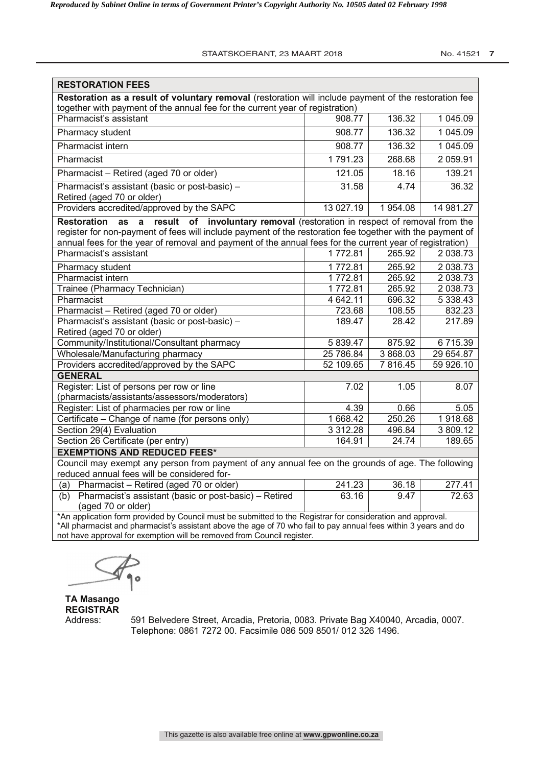| RESTORATION FEES | | | |
|---|---|---|---|
| **Restoration as a result of voluntary removal** (restoration will include payment of the restoration fee together with payment of the annual fee for the current year of registration) | | | |
| Pharmacist's assistant | 908.77 | 136.32 | 1 045.09 |
| Pharmacy student | 908.77 | 136.32 | 1 045.09 |
| Pharmacist intern | 908.77 | 136.32 | 1 045.09 |
| Pharmacist | 1 791.23 | 268.68 | 2 059.91 |
| Pharmacist – Retired (aged 70 or older) | 121.05 | 18.16 | 139.21 |
| Pharmacist's assistant (basic or post-basic) – Retired (aged 70 or older) | 31.58 | 4.74 | 36.32 |
| Providers accredited/approved by the SAPC | 13 027.19 | 1 954.08 | 14 981.27 |
| **Restoration as a result of involuntary removal** (restoration in respect of removal from the register for non-payment of fees will include payment of the restoration fee together with the payment of annual fees for the year of removal and payment of the annual fees for the current year of registration) | | | |
| Pharmacist's assistant | 1 772.81 | 265.92 | 2 038.73 |
| Pharmacy student | 1 772.81 | 265.92 | 2 038.73 |
| Pharmacist intern | 1 772.81 | 265.92 | 2 038.73 |
| Trainee (Pharmacy Technician) | 1 772.81 | 265.92 | 2 038.73 |
| Pharmacist | 4 642.11 | 696.32 | 5 338.43 |
| Pharmacist – Retired (aged 70 or older) | 723.68 | 108.55 | 832.23 |
| Pharmacist's assistant (basic or post-basic) – Retired (aged 70 or older) | 189.47 | 28.42 | 217.89 |
| Community/Institutional/Consultant pharmacy | 5 839.47 | 875.92 | 6 715.39 |
| Wholesale/Manufacturing pharmacy | 25 786.84 | 3 868.03 | 29 654.87 |
| Providers accredited/approved by the SAPC | 52 109.65 | 7 816.45 | 59 926.10 |
| **GENERAL** | | | |
| Register: List of persons per row or line (pharmacists/assistants/assessors/moderators) | 7.02 | 1.05 | 8.07 |
| Register: List of pharmacies per row or line | 4.39 | 0.66 | 5.05 |
| Certificate – Change of name (for persons only) | 1 668.42 | 250.26 | 1 918.68 |
| Section 29(4) Evaluation | 3 312.28 | 496.84 | 3 809.12 |
| Section 26 Certificate (per entry) | 164.91 | 24.74 | 189.65 |
| **EXEMPTIONS AND REDUCED FEES*** | | | |
| Council may exempt any person from payment of any annual fee on the grounds of age. The following reduced annual fees will be considered for- | | | |
| (a) Pharmacist – Retired (aged 70 or older) | 241.23 | 36.18 | 277.41 |
| (b) Pharmacist's assistant (basic or post-basic) – Retired (aged 70 or older) | 63.16 | 9.47 | 72.63 |
| *An application form provided by Council must be submitted to the Registrar for consideration and approval. *All pharmacist and pharmacist's assistant above the age of 70 who fail to pay annual fees within 3 years and do not have approval for exemption will be removed from Council register. | | | |

**TA Masango**
**REGISTRAR**

Address: 591 Belvedere Street, Arcadia, Pretoria, 0083. Private Bag X40040, Arcadia, 0007. Telephone: 0861 7272 00. Facsimile 086 509 8501/ 012 326 1496.